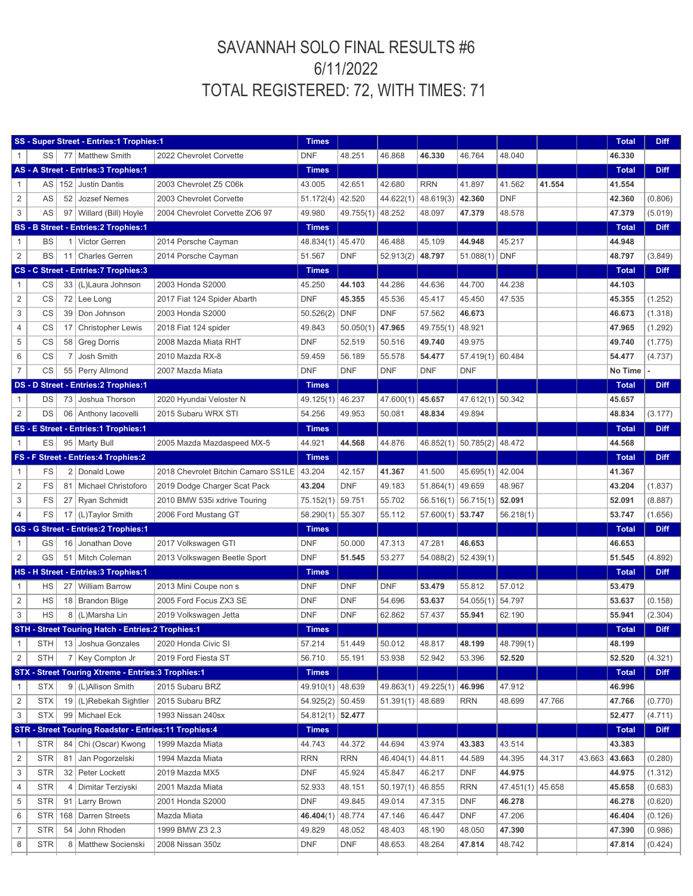# SAVANNAH SOLO FINAL RESULTS #6

# 6/11/2022

# TOTAL REGISTERED: 72, WITH TIMES: 71

| SS - Super Street - Entries:1 Trophies:1 | | | | | Times | | | | | | | | Total | Diff |
|---|---|---|---|---|---|---|---|---|---|---|---|---|---|---|
| 1 | SS | 77 | Matthew Smith | 2022 Chevrolet Corvette | DNF | 48.251 | 46.868 | **46.330** | 46.764 | 48.040 | | | **46.330** | |
| **AS - A Street - Entries:3 Trophies:1** | | | | | **Times** | | | | | | | | **Total** | **Diff** |
| 1 | AS | 152 | Justin Dantis | 2003 Chevrolet Z5 C06k | 43.005 | 42.651 | 42.680 | RRN | 41.897 | 41.562 | **41.554** | | **41.554** | |
| 2 | AS | 52 | Jozsef Nemes | 2003 Chevrolet Corvette | 51.172(4) | 42.520 | 44.622(1) | 48.619(3) | **42.360** | DNF | | | **42.360** | (0.806) |
| 3 | AS | 97 | Willard (Bill) Hoyle | 2004 Chevrolet Corvette ZO6 97 | 49.980 | 49.755(1) | 48.252 | 48.097 | **47.379** | 48.578 | | | **47.379** | (5.019) |
| **BS - B Street - Entries:2 Trophies:1** | | | | | **Times** | | | | | | | | **Total** | **Diff** |
| 1 | BS | 1 | Victor Gerren | 2014 Porsche Cayman | 48.834(1) | 45.470 | 46.488 | 45.109 | **44.948** | 45.217 | | | **44.948** | |
| 2 | BS | 11 | Charles Gerren | 2014 Porsche Cayman | 51.567 | DNF | 52.913(2) | **48.797** | 51.088(1) | DNF | | | **48.797** | (3.849) |
| **CS - C Street - Entries:7 Trophies:3** | | | | | **Times** | | | | | | | | **Total** | **Diff** |
| 1 | CS | 33 | (L)Laura Johnson | 2003 Honda S2000 | 45.250 | **44.103** | 44.286 | 44.636 | 44.700 | 44.238 | | | **44.103** | |
| 2 | CS | 72 | Lee Long | 2017 Fiat 124 Spider Abarth | DNF | **45.355** | 45.536 | 45.417 | 45.450 | 47.535 | | | **45.355** | (1.252) |
| 3 | CS | 39 | Don Johnson | 2003 Honda S2000 | 50.526(2) | DNF | DNF | 57.562 | **46.673** | | | | **46.673** | (1.318) |
| 4 | CS | 17 | Christopher Lewis | 2018 Fiat 124 spider | 49.843 | 50.050(1) | **47.965** | 49.755(1) | 48.921 | | | | **47.965** | (1.292) |
| 5 | CS | 58 | Greg Dorris | 2008 Mazda Miata RHT | DNF | 52.519 | 50.516 | **49.740** | 49.975 | | | | **49.740** | (1.775) |
| 6 | CS | 7 | Josh Smith | 2010 Mazda RX-8 | 59.459 | 56.189 | 55.578 | **54.477** | 57.419(1) | 60.484 | | | **54.477** | (4.737) |
| 7 | CS | 55 | Perry Allmond | 2007 Mazda Miata | DNF | DNF | DNF | DNF | DNF | | | | **No Time** | - |
| **DS - D Street - Entries:2 Trophies:1** | | | | | **Times** | | | | | | | | **Total** | **Diff** |
| 1 | DS | 73 | Joshua Thorson | 2020 Hyundai Veloster N | 49.125(1) | 46.237 | 47.600(1) | **45.657** | 47.612(1) | 50.342 | | | **45.657** | |
| 2 | DS | 06 | Anthony Iacovelli | 2015 Subaru WRX STI | 54.256 | 49.953 | 50.081 | **48.834** | 49.894 | | | | **48.834** | (3.177) |
| **ES - E Street - Entries:1 Trophies:1** | | | | | **Times** | | | | | | | | **Total** | **Diff** |
| 1 | ES | 95 | Marty Bull | 2005 Mazda Mazdaspeed MX-5 | 44.921 | **44.568** | 44.876 | 46.852(1) | 50.785(2) | 48.472 | | | **44.568** | |
| **FS - F Street - Entries:4 Trophies:2** | | | | | **Times** | | | | | | | | **Total** | **Diff** |
| 1 | FS | 2 | Donald Lowe | 2018 Chevrolet Bitchin Camaro SS1LE | 43.204 | 42.157 | **41.367** | 41.500 | 45.695(1) | 42.004 | | | **41.367** | |
| 2 | FS | 81 | Michael Christoforo | 2019 Dodge Charger Scat Pack | **43.204** | DNF | 49.183 | 51.864(1) | 49.659 | 48.967 | | | **43.204** | (1.837) |
| 3 | FS | 27 | Ryan Schmidt | 2010 BMW 535i xdrive Touring | 75.152(1) | 59.751 | 55.702 | 56.516(1) | 56.715(1) | **52.091** | | | **52.091** | (8.887) |
| 4 | FS | 17 | (L)Taylor Smith | 2006 Ford Mustang GT | 58.290(1) | 55.307 | 55.112 | 57.600(1) | **53.747** | 56.218(1) | | | **53.747** | (1.656) |
| **GS - G Street - Entries:2 Trophies:1** | | | | | **Times** | | | | | | | | **Total** | **Diff** |
| 1 | GS | 16 | Jonathan Dove | 2017 Volkswagen GTI | DNF | 50.000 | 47.313 | 47.281 | **46.653** | | | | **46.653** | |
| 2 | GS | 51 | Mitch Coleman | 2013 Volkswagen Beetle Sport | DNF | **51.545** | 53.277 | 54.088(2) | 52.439(1) | | | | **51.545** | (4.892) |
| **HS - H Street - Entries:3 Trophies:1** | | | | | **Times** | | | | | | | | **Total** | **Diff** |
| 1 | HS | 27 | William Barrow | 2013 Mini Coupe non s | DNF | DNF | DNF | **53.479** | 55.812 | 57.012 | | | **53.479** | |
| 2 | HS | 18 | Brandon Blige | 2005 Ford Focus ZX3 SE | DNF | DNF | 54.696 | **53.637** | 54.055(1) | 54.797 | | | **53.637** | (0.158) |
| 3 | HS | 8 | (L)Marsha Lin | 2019 Volkswagen Jetta | DNF | DNF | 62.862 | 57.437 | **55.941** | 62.190 | | | **55.941** | (2.304) |
| **STH - Street Touring Hatch - Entries:2 Trophies:1** | | | | | **Times** | | | | | | | | **Total** | **Diff** |
| 1 | STH | 13 | Joshua Gonzales | 2020 Honda Civic SI | 57.214 | 51.449 | 50.012 | 48.817 | **48.199** | 48.799(1) | | | **48.199** | |
| 2 | STH | 7 | Key Compton Jr | 2019 Ford Fiesta ST | 56.710 | 55.191 | 53.938 | 52.942 | 53.396 | **52.520** | | | **52.520** | (4.321) |
| **STX - Street Touring Xtreme - Entries:3 Trophies:1** | | | | | **Times** | | | | | | | | **Total** | **Diff** |
| 1 | STX | 9 | (L)Allison Smith | 2015 Subaru BRZ | 49.910(1) | 48.639 | 49.863(1) | 49.225(1) | **46.996** | 47.912 | | | **46.996** | |
| 2 | STX | 19 | (L)Rebekah Sightler | 2015 Subaru BRZ | 54.925(2) | 50.459 | 51.391(1) | 48.689 | RRN | 48.699 | 47.766 | | **47.766** | (0.770) |
| 3 | STX | 99 | Michael Eck | 1993 Nissan 240sx | 54.812(1) | **52.477** | | | | | | | **52.477** | (4.711) |
| **STR - Street Touring Roadster - Entries:11 Trophies:4** | | | | | **Times** | | | | | | | | **Total** | **Diff** |
| 1 | STR | 84 | Chi (Oscar) Kwong | 1999 Mazda Miata | 44.743 | 44.372 | 44.694 | 43.974 | **43.383** | 43.514 | | | **43.383** | |
| 2 | STR | 81 | Jan Pogorzelski | 1994 Mazda Miata | RRN | RRN | 46.404(1) | 44.811 | 44.589 | 44.395 | 44.317 | 43.663 | **43.663** | (0.280) |
| 3 | STR | 32 | Peter Lockett | 2019 Mazda MX5 | DNF | 45.924 | 45.847 | 46.217 | DNF | **44.975** | | | **44.975** | (1.312) |
| 4 | STR | 4 | Dimitar Terziyski | 2001 Mazda Miata | 52.933 | 48.151 | 50.197(1) | 46.855 | RRN | 47.451(1) | 45.658 | | **45.658** | (0.683) |
| 5 | STR | 91 | Larry Brown | 2001 Honda S2000 | DNF | 49.845 | 49.014 | 47.315 | DNF | **46.278** | | | **46.278** | (0.620) |
| 6 | STR | 168 | Darren Streets | Mazda Miata | **46.404**(1) | 48.774 | 47.146 | 46.447 | DNF | 47.206 | | | **46.404** | (0.126) |
| 7 | STR | 54 | John Rhoden | 1999 BMW Z3 2.3 | 49.829 | 48.052 | 48.403 | 48.190 | 48.050 | **47.390** | | | **47.390** | (0.986) |
| 8 | STR | 8 | Matthew Socienski | 2008 Nissan 350z | DNF | DNF | 48.653 | 48.264 | **47.814** | 48.742 | | | **47.814** | (0.424) |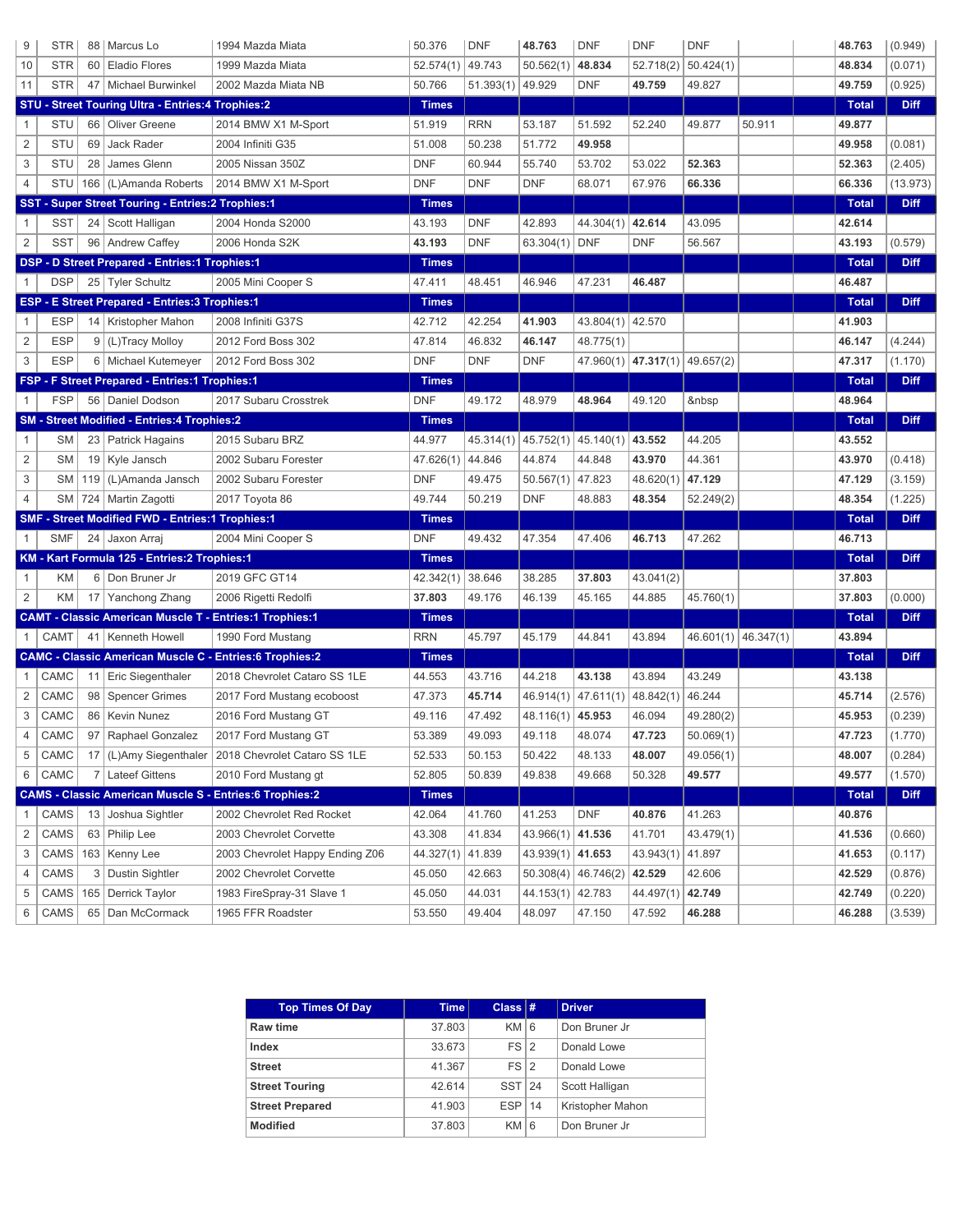| | | | | | | | | | | | | | |
|---|---|---|---|---|---|---|---|---|---|---|---|---|---|
| 9 | STR | 88 | Marcus Lo | 1994 Mazda Miata | 50.376 | DNF | **48.763** | DNF | DNF | DNF | | **48.763** | (0.949) |
| 10 | STR | 60 | Eladio Flores | 1999 Mazda Miata | 52.574(1) | 49.743 | 50.562(1) | **48.834** | 52.718(2) | 50.424(1) | | **48.834** | (0.071) |
| 11 | STR | 47 | Michael Burwinkel | 2002 Mazda Miata NB | 50.766 | 51.393(1) | 49.929 | DNF | **49.759** | 49.827 | | **49.759** | (0.925) |
| **STU - Street Touring Ultra - Entries:4 Trophies:2** | | | | | **Times** | | | | | | | **Total** | **Diff** |
| 1 | STU | 66 | Oliver Greene | 2014 BMW X1 M-Sport | 51.919 | RRN | 53.187 | 51.592 | 52.240 | 49.877 | 50.911 | **49.877** | |
| 2 | STU | 69 | Jack Rader | 2004 Infiniti G35 | 51.008 | 50.238 | 51.772 | **49.958** | | | | **49.958** | (0.081) |
| 3 | STU | 28 | James Glenn | 2005 Nissan 350Z | DNF | 60.944 | 55.740 | 53.702 | 53.022 | **52.363** | | **52.363** | (2.405) |
| 4 | STU | 166 | (L)Amanda Roberts | 2014 BMW X1 M-Sport | DNF | DNF | DNF | 68.071 | 67.976 | **66.336** | | **66.336** | (13.973) |
| **SST - Super Street Touring - Entries:2 Trophies:1** | | | | | **Times** | | | | | | | **Total** | **Diff** |
| 1 | SST | 24 | Scott Halligan | 2004 Honda S2000 | 43.193 | DNF | 42.893 | 44.304(1) | **42.614** | 43.095 | | **42.614** | |
| 2 | SST | 96 | Andrew Caffey | 2006 Honda S2K | **43.193** | DNF | 63.304(1) | DNF | DNF | 56.567 | | **43.193** | (0.579) |
| **DSP - D Street Prepared - Entries:1 Trophies:1** | | | | | **Times** | | | | | | | **Total** | **Diff** |
| 1 | DSP | 25 | Tyler Schultz | 2005 Mini Cooper S | 47.411 | 48.451 | 46.946 | 47.231 | **46.487** | | | **46.487** | |
| **ESP - E Street Prepared - Entries:3 Trophies:1** | | | | | **Times** | | | | | | | **Total** | **Diff** |
| 1 | ESP | 14 | Kristopher Mahon | 2008 Infiniti G37S | 42.712 | 42.254 | **41.903** | 43.804(1) | 42.570 | | | **41.903** | |
| 2 | ESP | 9 | (L)Tracy Molloy | 2012 Ford Boss 302 | 47.814 | 46.832 | **46.147** | 48.775(1) | | | | **46.147** | (4.244) |
| 3 | ESP | 6 | Michael Kutemeyer | 2012 Ford Boss 302 | DNF | DNF | DNF | 47.960(1) | **47.317**(1) | 49.657(2) | | **47.317** | (1.170) |
| **FSP - F Street Prepared - Entries:1 Trophies:1** | | | | | **Times** | | | | | | | **Total** | **Diff** |
| 1 | FSP | 56 | Daniel Dodson | 2017 Subaru Crosstrek | DNF | 49.172 | 48.979 | **48.964** | 49.120 | &nbsp | | **48.964** | |
| **SM - Street Modified - Entries:4 Trophies:2** | | | | | **Times** | | | | | | | **Total** | **Diff** |
| 1 | SM | 23 | Patrick Hagains | 2015 Subaru BRZ | 44.977 | 45.314(1) | 45.752(1) | 45.140(1) | **43.552** | 44.205 | | **43.552** | |
| 2 | SM | 19 | Kyle Jansch | 2002 Subaru Forester | 47.626(1) | 44.846 | 44.874 | 44.848 | **43.970** | 44.361 | | **43.970** | (0.418) |
| 3 | SM | 119 | (L)Amanda Jansch | 2002 Subaru Forester | DNF | 49.475 | 50.567(1) | 47.823 | 48.620(1) | **47.129** | | **47.129** | (3.159) |
| 4 | SM | 724 | Martin Zagotti | 2017 Toyota 86 | 49.744 | 50.219 | DNF | 48.883 | **48.354** | 52.249(2) | | **48.354** | (1.225) |
| **SMF - Street Modified FWD - Entries:1 Trophies:1** | | | | | **Times** | | | | | | | **Total** | **Diff** |
| 1 | SMF | 24 | Jaxon Arraj | 2004 Mini Cooper S | DNF | 49.432 | 47.354 | 47.406 | **46.713** | 47.262 | | **46.713** | |
| **KM - Kart Formula 125 - Entries:2 Trophies:1** | | | | | **Times** | | | | | | | **Total** | **Diff** |
| 1 | KM | 6 | Don Bruner Jr | 2019 GFC GT14 | 42.342(1) | 38.646 | 38.285 | **37.803** | 43.041(2) | | | **37.803** | |
| 2 | KM | 17 | Yanchong Zhang | 2006 Rigetti Redolfi | **37.803** | 49.176 | 46.139 | 45.165 | 44.885 | 45.760(1) | | **37.803** | (0.000) |
| **CAMT - Classic American Muscle T - Entries:1 Trophies:1** | | | | | **Times** | | | | | | | **Total** | **Diff** |
| 1 | CAMT | 41 | Kenneth Howell | 1990 Ford Mustang | RRN | 45.797 | 45.179 | 44.841 | **43.894** | 46.601(1) | 46.347(1) | **43.894** | |
| **CAMC - Classic American Muscle C - Entries:6 Trophies:2** | | | | | **Times** | | | | | | | **Total** | **Diff** |
| 1 | CAMC | 11 | Eric Siegenthaler | 2018 Chevrolet Cataro SS 1LE | 44.553 | 43.716 | 44.218 | **43.138** | 43.894 | 43.249 | | **43.138** | |
| 2 | CAMC | 98 | Spencer Grimes | 2017 Ford Mustang ecoboost | 47.373 | **45.714** | 46.914(1) | 47.611(1) | 48.842(1) | 46.244 | | **45.714** | (2.576) |
| 3 | CAMC | 86 | Kevin Nunez | 2016 Ford Mustang GT | 49.116 | 47.492 | 48.116(1) | **45.953** | 46.094 | 49.280(2) | | **45.953** | (0.239) |
| 4 | CAMC | 97 | Raphael Gonzalez | 2017 Ford Mustang GT | 53.389 | 49.093 | 49.118 | 48.074 | **47.723** | 50.069(1) | | **47.723** | (1.770) |
| 5 | CAMC | 17 | (L)Amy Siegenthaler | 2018 Chevrolet Cataro SS 1LE | 52.533 | 50.153 | 50.422 | 48.133 | **48.007** | 49.056(1) | | **48.007** | (0.284) |
| 6 | CAMC | 7 | Lateef Gittens | 2010 Ford Mustang gt | 52.805 | 50.839 | 49.838 | 49.668 | 50.328 | **49.577** | | **49.577** | (1.570) |
| **CAMS - Classic American Muscle S - Entries:6 Trophies:2** | | | | | **Times** | | | | | | | **Total** | **Diff** |
| 1 | CAMS | 13 | Joshua Sightler | 2002 Chevrolet Red Rocket | 42.064 | 41.760 | 41.253 | DNF | **40.876** | 41.263 | | **40.876** | |
| 2 | CAMS | 63 | Philip Lee | 2003 Chevrolet Corvette | 43.308 | 41.834 | 43.966(1) | **41.536** | 41.701 | 43.479(1) | | **41.536** | (0.660) |
| 3 | CAMS | 163 | Kenny Lee | 2003 Chevrolet Happy Ending Z06 | 44.327(1) | 41.839 | 43.939(1) | **41.653** | 43.943(1) | 41.897 | | **41.653** | (0.117) |
| 4 | CAMS | 3 | Dustin Sightler | 2002 Chevrolet Corvette | 45.050 | 42.663 | 50.308(4) | 46.746(2) | **42.529** | 42.606 | | **42.529** | (0.876) |
| 5 | CAMS | 165 | Derrick Taylor | 1983 FireSpray-31 Slave 1 | 45.050 | 44.031 | 44.153(1) | 42.783 | 44.497(1) | **42.749** | | **42.749** | (0.220) |
| 6 | CAMS | 65 | Dan McCormack | 1965 FFR Roadster | 53.550 | 49.404 | 48.097 | 47.150 | 47.592 | **46.288** | | **46.288** | (3.539) |

| Top Times Of Day | Time | Class | # | Driver |
|---|---|---|---|---|
| **Raw time** | 37.803 | KM | 6 | Don Bruner Jr |
| **Index** | 33.673 | FS | 2 | Donald Lowe |
| **Street** | 41.367 | FS | 2 | Donald Lowe |
| **Street Touring** | 42.614 | SST | 24 | Scott Halligan |
| **Street Prepared** | 41.903 | ESP | 14 | Kristopher Mahon |
| **Modified** | 37.803 | KM | 6 | Don Bruner Jr |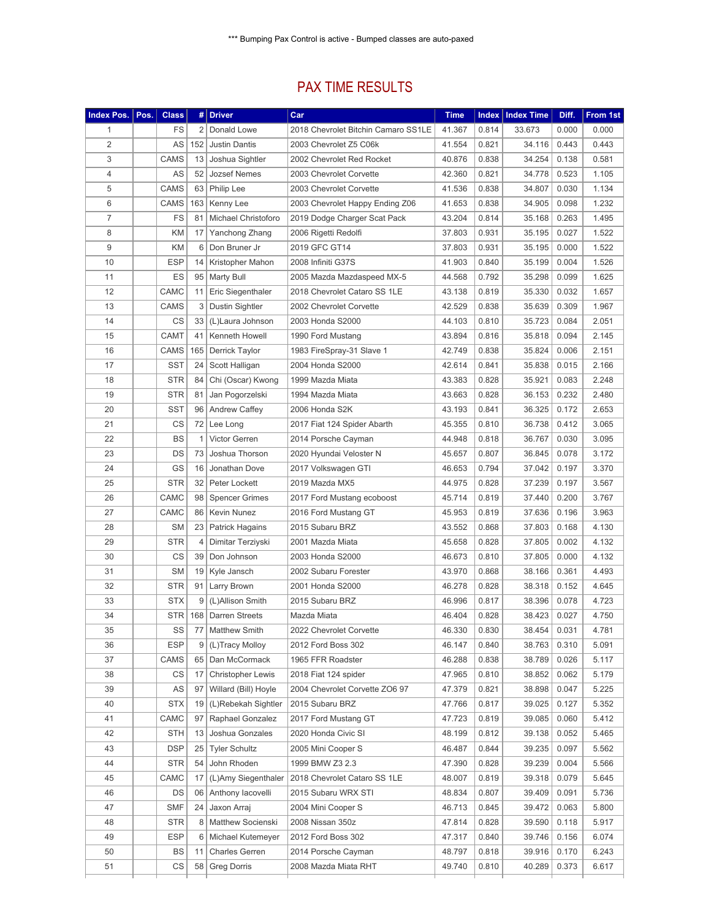*** Bumping Pax Control is active - Bumped classes are auto-paxed

# PAX TIME RESULTS

| Index Pos. | Pos. | Class | # | Driver | Car | Time | Index | Index Time | Diff. | From 1st |
|---|---|---|---|---|---|---|---|---|---|---|
| 1 | | FS | 2 | Donald Lowe | 2018 Chevrolet Bitchin Camaro SS1LE | 41.367 | 0.814 | 33.673 | 0.000 | 0.000 |
| 2 | | AS | 152 | Justin Dantis | 2003 Chevrolet Z5 C06k | 41.554 | 0.821 | 34.116 | 0.443 | 0.443 |
| 3 | | CAMS | 13 | Joshua Sightler | 2002 Chevrolet Red Rocket | 40.876 | 0.838 | 34.254 | 0.138 | 0.581 |
| 4 | | AS | 52 | Jozsef Nemes | 2003 Chevrolet Corvette | 42.360 | 0.821 | 34.778 | 0.523 | 1.105 |
| 5 | | CAMS | 63 | Philip Lee | 2003 Chevrolet Corvette | 41.536 | 0.838 | 34.807 | 0.030 | 1.134 |
| 6 | | CAMS | 163 | Kenny Lee | 2003 Chevrolet Happy Ending Z06 | 41.653 | 0.838 | 34.905 | 0.098 | 1.232 |
| 7 | | FS | 81 | Michael Christoforo | 2019 Dodge Charger Scat Pack | 43.204 | 0.814 | 35.168 | 0.263 | 1.495 |
| 8 | | KM | 17 | Yanchong Zhang | 2006 Rigetti Redolfi | 37.803 | 0.931 | 35.195 | 0.027 | 1.522 |
| 9 | | KM | 6 | Don Bruner Jr | 2019 GFC GT14 | 37.803 | 0.931 | 35.195 | 0.000 | 1.522 |
| 10 | | ESP | 14 | Kristopher Mahon | 2008 Infiniti G37S | 41.903 | 0.840 | 35.199 | 0.004 | 1.526 |
| 11 | | ES | 95 | Marty Bull | 2005 Mazda Mazdaspeed MX-5 | 44.568 | 0.792 | 35.298 | 0.099 | 1.625 |
| 12 | | CAMC | 11 | Eric Siegenthaler | 2018 Chevrolet Cataro SS 1LE | 43.138 | 0.819 | 35.330 | 0.032 | 1.657 |
| 13 | | CAMS | 3 | Dustin Sightler | 2002 Chevrolet Corvette | 42.529 | 0.838 | 35.639 | 0.309 | 1.967 |
| 14 | | CS | 33 | (L)Laura Johnson | 2003 Honda S2000 | 44.103 | 0.810 | 35.723 | 0.084 | 2.051 |
| 15 | | CAMT | 41 | Kenneth Howell | 1990 Ford Mustang | 43.894 | 0.816 | 35.818 | 0.094 | 2.145 |
| 16 | | CAMS | 165 | Derrick Taylor | 1983 FireSpray-31 Slave 1 | 42.749 | 0.838 | 35.824 | 0.006 | 2.151 |
| 17 | | SST | 24 | Scott Halligan | 2004 Honda S2000 | 42.614 | 0.841 | 35.838 | 0.015 | 2.166 |
| 18 | | STR | 84 | Chi (Oscar) Kwong | 1999 Mazda Miata | 43.383 | 0.828 | 35.921 | 0.083 | 2.248 |
| 19 | | STR | 81 | Jan Pogorzelski | 1994 Mazda Miata | 43.663 | 0.828 | 36.153 | 0.232 | 2.480 |
| 20 | | SST | 96 | Andrew Caffey | 2006 Honda S2K | 43.193 | 0.841 | 36.325 | 0.172 | 2.653 |
| 21 | | CS | 72 | Lee Long | 2017 Fiat 124 Spider Abarth | 45.355 | 0.810 | 36.738 | 0.412 | 3.065 |
| 22 | | BS | 1 | Victor Gerren | 2014 Porsche Cayman | 44.948 | 0.818 | 36.767 | 0.030 | 3.095 |
| 23 | | DS | 73 | Joshua Thorson | 2020 Hyundai Veloster N | 45.657 | 0.807 | 36.845 | 0.078 | 3.172 |
| 24 | | GS | 16 | Jonathan Dove | 2017 Volkswagen GTI | 46.653 | 0.794 | 37.042 | 0.197 | 3.370 |
| 25 | | STR | 32 | Peter Lockett | 2019 Mazda MX5 | 44.975 | 0.828 | 37.239 | 0.197 | 3.567 |
| 26 | | CAMC | 98 | Spencer Grimes | 2017 Ford Mustang ecoboost | 45.714 | 0.819 | 37.440 | 0.200 | 3.767 |
| 27 | | CAMC | 86 | Kevin Nunez | 2016 Ford Mustang GT | 45.953 | 0.819 | 37.636 | 0.196 | 3.963 |
| 28 | | SM | 23 | Patrick Hagains | 2015 Subaru BRZ | 43.552 | 0.868 | 37.803 | 0.168 | 4.130 |
| 29 | | STR | 4 | Dimitar Terziyski | 2001 Mazda Miata | 45.658 | 0.828 | 37.805 | 0.002 | 4.132 |
| 30 | | CS | 39 | Don Johnson | 2003 Honda S2000 | 46.673 | 0.810 | 37.805 | 0.000 | 4.132 |
| 31 | | SM | 19 | Kyle Jansch | 2002 Subaru Forester | 43.970 | 0.868 | 38.166 | 0.361 | 4.493 |
| 32 | | STR | 91 | Larry Brown | 2001 Honda S2000 | 46.278 | 0.828 | 38.318 | 0.152 | 4.645 |
| 33 | | STX | 9 | (L)Allison Smith | 2015 Subaru BRZ | 46.996 | 0.817 | 38.396 | 0.078 | 4.723 |
| 34 | | STR | 168 | Darren Streets | Mazda Miata | 46.404 | 0.828 | 38.423 | 0.027 | 4.750 |
| 35 | | SS | 77 | Matthew Smith | 2022 Chevrolet Corvette | 46.330 | 0.830 | 38.454 | 0.031 | 4.781 |
| 36 | | ESP | 9 | (L)Tracy Molloy | 2012 Ford Boss 302 | 46.147 | 0.840 | 38.763 | 0.310 | 5.091 |
| 37 | | CAMS | 65 | Dan McCormack | 1965 FFR Roadster | 46.288 | 0.838 | 38.789 | 0.026 | 5.117 |
| 38 | | CS | 17 | Christopher Lewis | 2018 Fiat 124 spider | 47.965 | 0.810 | 38.852 | 0.062 | 5.179 |
| 39 | | AS | 97 | Willard (Bill) Hoyle | 2004 Chevrolet Corvette ZO6 97 | 47.379 | 0.821 | 38.898 | 0.047 | 5.225 |
| 40 | | STX | 19 | (L)Rebekah Sightler | 2015 Subaru BRZ | 47.766 | 0.817 | 39.025 | 0.127 | 5.352 |
| 41 | | CAMC | 97 | Raphael Gonzalez | 2017 Ford Mustang GT | 47.723 | 0.819 | 39.085 | 0.060 | 5.412 |
| 42 | | STH | 13 | Joshua Gonzales | 2020 Honda Civic SI | 48.199 | 0.812 | 39.138 | 0.052 | 5.465 |
| 43 | | DSP | 25 | Tyler Schultz | 2005 Mini Cooper S | 46.487 | 0.844 | 39.235 | 0.097 | 5.562 |
| 44 | | STR | 54 | John Rhoden | 1999 BMW Z3 2.3 | 47.390 | 0.828 | 39.239 | 0.004 | 5.566 |
| 45 | | CAMC | 17 | (L)Amy Siegenthaler | 2018 Chevrolet Cataro SS 1LE | 48.007 | 0.819 | 39.318 | 0.079 | 5.645 |
| 46 | | DS | 06 | Anthony Iacovelli | 2015 Subaru WRX STI | 48.834 | 0.807 | 39.409 | 0.091 | 5.736 |
| 47 | | SMF | 24 | Jaxon Arraj | 2004 Mini Cooper S | 46.713 | 0.845 | 39.472 | 0.063 | 5.800 |
| 48 | | STR | 8 | Matthew Socienski | 2008 Nissan 350z | 47.814 | 0.828 | 39.590 | 0.118 | 5.917 |
| 49 | | ESP | 6 | Michael Kutemeyer | 2012 Ford Boss 302 | 47.317 | 0.840 | 39.746 | 0.156 | 6.074 |
| 50 | | BS | 11 | Charles Gerren | 2014 Porsche Cayman | 48.797 | 0.818 | 39.916 | 0.170 | 6.243 |
| 51 | | CS | 58 | Greg Dorris | 2008 Mazda Miata RHT | 49.740 | 0.810 | 40.289 | 0.373 | 6.617 |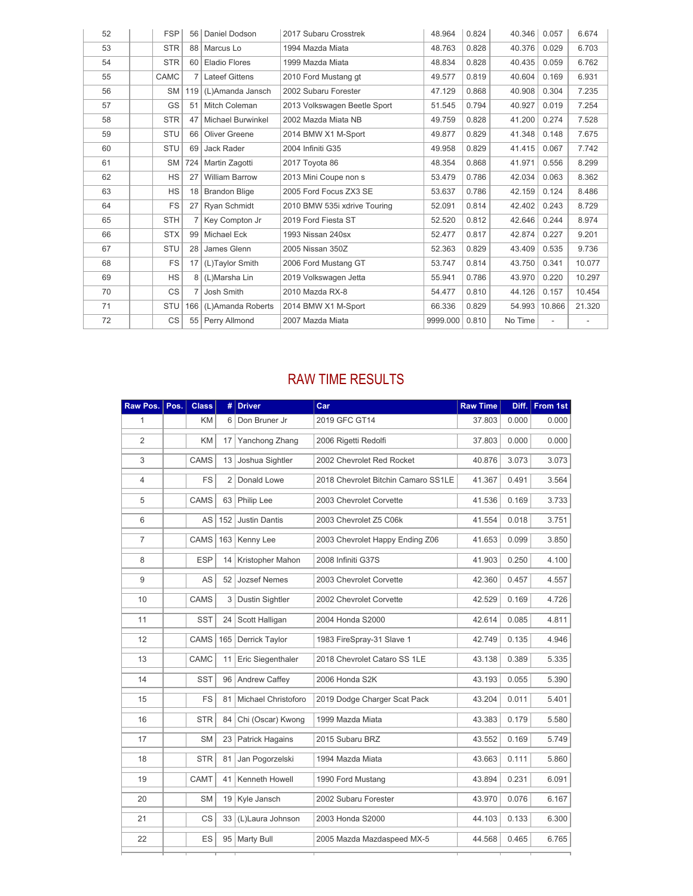| | | | | | | | | | | |
|---|---|---|---|---|---|---|---|---|---|---|
| 52 | | FSP | 56 | Daniel Dodson | 2017 Subaru Crosstrek | 48.964 | 0.824 | 40.346 | 0.057 | 6.674 |
| 53 | | STR | 88 | Marcus Lo | 1994 Mazda Miata | 48.763 | 0.828 | 40.376 | 0.029 | 6.703 |
| 54 | | STR | 60 | Eladio Flores | 1999 Mazda Miata | 48.834 | 0.828 | 40.435 | 0.059 | 6.762 |
| 55 | | CAMC | 7 | Lateef Gittens | 2010 Ford Mustang gt | 49.577 | 0.819 | 40.604 | 0.169 | 6.931 |
| 56 | | SM | 119 | (L)Amanda Jansch | 2002 Subaru Forester | 47.129 | 0.868 | 40.908 | 0.304 | 7.235 |
| 57 | | GS | 51 | Mitch Coleman | 2013 Volkswagen Beetle Sport | 51.545 | 0.794 | 40.927 | 0.019 | 7.254 |
| 58 | | STR | 47 | Michael Burwinkel | 2002 Mazda Miata NB | 49.759 | 0.828 | 41.200 | 0.274 | 7.528 |
| 59 | | STU | 66 | Oliver Greene | 2014 BMW X1 M-Sport | 49.877 | 0.829 | 41.348 | 0.148 | 7.675 |
| 60 | | STU | 69 | Jack Rader | 2004 Infiniti G35 | 49.958 | 0.829 | 41.415 | 0.067 | 7.742 |
| 61 | | SM | 724 | Martin Zagotti | 2017 Toyota 86 | 48.354 | 0.868 | 41.971 | 0.556 | 8.299 |
| 62 | | HS | 27 | William Barrow | 2013 Mini Coupe non s | 53.479 | 0.786 | 42.034 | 0.063 | 8.362 |
| 63 | | HS | 18 | Brandon Bligе | 2005 Ford Focus ZX3 SE | 53.637 | 0.786 | 42.159 | 0.124 | 8.486 |
| 64 | | FS | 27 | Ryan Schmidt | 2010 BMW 535i xdrive Touring | 52.091 | 0.814 | 42.402 | 0.243 | 8.729 |
| 65 | | STH | 7 | Key Compton Jr | 2019 Ford Fiesta ST | 52.520 | 0.812 | 42.646 | 0.244 | 8.974 |
| 66 | | STX | 99 | Michael Eck | 1993 Nissan 240sx | 52.477 | 0.817 | 42.874 | 0.227 | 9.201 |
| 67 | | STU | 28 | James Glenn | 2005 Nissan 350Z | 52.363 | 0.829 | 43.409 | 0.535 | 9.736 |
| 68 | | FS | 17 | (L)Taylor Smith | 2006 Ford Mustang GT | 53.747 | 0.814 | 43.750 | 0.341 | 10.077 |
| 69 | | HS | 8 | (L)Marsha Lin | 2019 Volkswagen Jetta | 55.941 | 0.786 | 43.970 | 0.220 | 10.297 |
| 70 | | CS | 7 | Josh Smith | 2010 Mazda RX-8 | 54.477 | 0.810 | 44.126 | 0.157 | 10.454 |
| 71 | | STU | 166 | (L)Amanda Roberts | 2014 BMW X1 M-Sport | 66.336 | 0.829 | 54.993 | 10.866 | 21.320 |
| 72 | | CS | 55 | Perry Allmond | 2007 Mazda Miata | 9999.000 | 0.810 | No Time | - | - |

## RAW TIME RESULTS

| Raw Pos. | Pos. | Class | # | Driver | Car | Raw Time | Diff. | From 1st |
|---|---|---|---|---|---|---|---|---|
| 1 | | KM | 6 | Don Bruner Jr | 2019 GFC GT14 | 37.803 | 0.000 | 0.000 |
| 2 | | KM | 17 | Yanchong Zhang | 2006 Rigetti Redolfi | 37.803 | 0.000 | 0.000 |
| 3 | | CAMS | 13 | Joshua Sightler | 2002 Chevrolet Red Rocket | 40.876 | 3.073 | 3.073 |
| 4 | | FS | 2 | Donald Lowe | 2018 Chevrolet Bitchin Camaro SS1LE | 41.367 | 0.491 | 3.564 |
| 5 | | CAMS | 63 | Philip Lee | 2003 Chevrolet Corvette | 41.536 | 0.169 | 3.733 |
| 6 | | AS | 152 | Justin Dantis | 2003 Chevrolet Z5 C06k | 41.554 | 0.018 | 3.751 |
| 7 | | CAMS | 163 | Kenny Lee | 2003 Chevrolet Happy Ending Z06 | 41.653 | 0.099 | 3.850 |
| 8 | | ESP | 14 | Kristopher Mahon | 2008 Infiniti G37S | 41.903 | 0.250 | 4.100 |
| 9 | | AS | 52 | Jozsef Nemes | 2003 Chevrolet Corvette | 42.360 | 0.457 | 4.557 |
| 10 | | CAMS | 3 | Dustin Sightler | 2002 Chevrolet Corvette | 42.529 | 0.169 | 4.726 |
| 11 | | SST | 24 | Scott Halligan | 2004 Honda S2000 | 42.614 | 0.085 | 4.811 |
| 12 | | CAMS | 165 | Derrick Taylor | 1983 FireSpray-31 Slave 1 | 42.749 | 0.135 | 4.946 |
| 13 | | CAMC | 11 | Eric Siegenthaler | 2018 Chevrolet Cataro SS 1LE | 43.138 | 0.389 | 5.335 |
| 14 | | SST | 96 | Andrew Caffey | 2006 Honda S2K | 43.193 | 0.055 | 5.390 |
| 15 | | FS | 81 | Michael Christoforo | 2019 Dodge Charger Scat Pack | 43.204 | 0.011 | 5.401 |
| 16 | | STR | 84 | Chi (Oscar) Kwong | 1999 Mazda Miata | 43.383 | 0.179 | 5.580 |
| 17 | | SM | 23 | Patrick Hagains | 2015 Subaru BRZ | 43.552 | 0.169 | 5.749 |
| 18 | | STR | 81 | Jan Pogorzelski | 1994 Mazda Miata | 43.663 | 0.111 | 5.860 |
| 19 | | CAMT | 41 | Kenneth Howell | 1990 Ford Mustang | 43.894 | 0.231 | 6.091 |
| 20 | | SM | 19 | Kyle Jansch | 2002 Subaru Forester | 43.970 | 0.076 | 6.167 |
| 21 | | CS | 33 | (L)Laura Johnson | 2003 Honda S2000 | 44.103 | 0.133 | 6.300 |
| 22 | | ES | 95 | Marty Bull | 2005 Mazda Mazdaspeed MX-5 | 44.568 | 0.465 | 6.765 |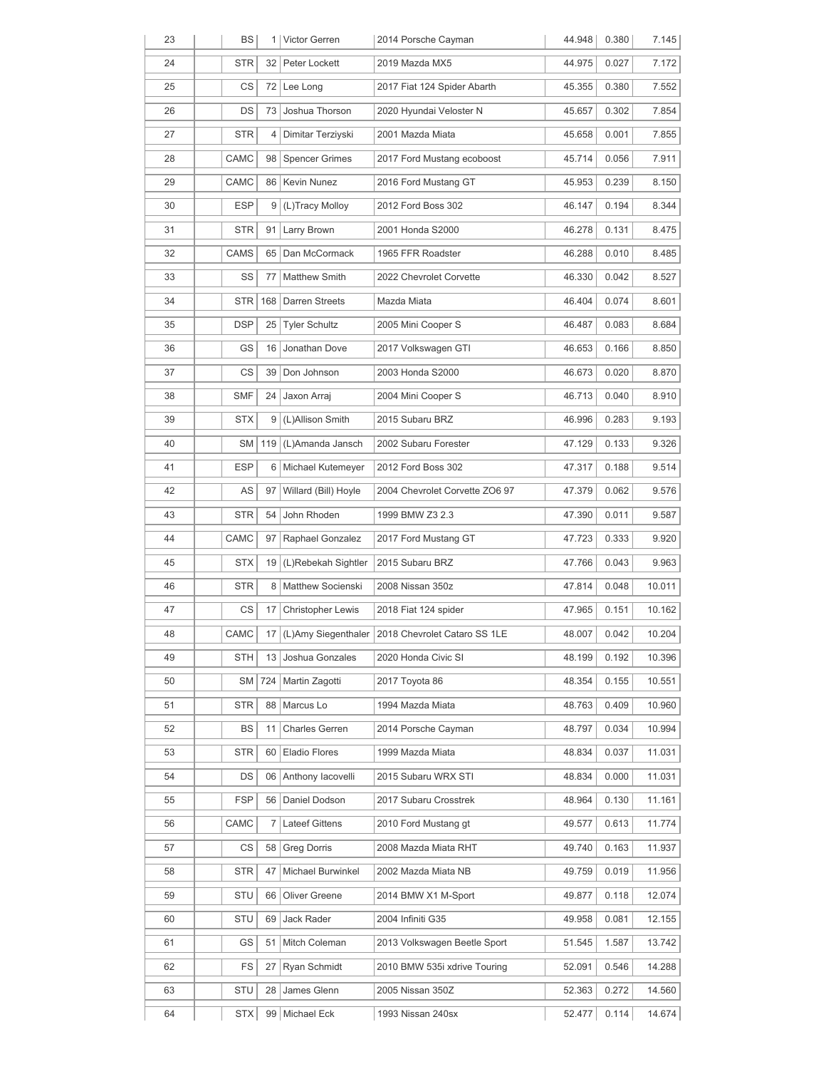| | | | | | | | | |
|---|---|---|---|---|---|---|---|---|
| 23 | | BS | 1 | Victor Gerren | 2014 Porsche Cayman | 44.948 | 0.380 | 7.145 |
| 24 | | STR | 32 | Peter Lockett | 2019 Mazda MX5 | 44.975 | 0.027 | 7.172 |
| 25 | | CS | 72 | Lee Long | 2017 Fiat 124 Spider Abarth | 45.355 | 0.380 | 7.552 |
| 26 | | DS | 73 | Joshua Thorson | 2020 Hyundai Veloster N | 45.657 | 0.302 | 7.854 |
| 27 | | STR | 4 | Dimitar Terziyski | 2001 Mazda Miata | 45.658 | 0.001 | 7.855 |
| 28 | | CAMC | 98 | Spencer Grimes | 2017 Ford Mustang ecoboost | 45.714 | 0.056 | 7.911 |
| 29 | | CAMC | 86 | Kevin Nunez | 2016 Ford Mustang GT | 45.953 | 0.239 | 8.150 |
| 30 | | ESP | 9 | (L)Tracy Molloy | 2012 Ford Boss 302 | 46.147 | 0.194 | 8.344 |
| 31 | | STR | 91 | Larry Brown | 2001 Honda S2000 | 46.278 | 0.131 | 8.475 |
| 32 | | CAMS | 65 | Dan McCormack | 1965 FFR Roadster | 46.288 | 0.010 | 8.485 |
| 33 | | SS | 77 | Matthew Smith | 2022 Chevrolet Corvette | 46.330 | 0.042 | 8.527 |
| 34 | | STR | 168 | Darren Streets | Mazda Miata | 46.404 | 0.074 | 8.601 |
| 35 | | DSP | 25 | Tyler Schultz | 2005 Mini Cooper S | 46.487 | 0.083 | 8.684 |
| 36 | | GS | 16 | Jonathan Dove | 2017 Volkswagen GTI | 46.653 | 0.166 | 8.850 |
| 37 | | CS | 39 | Don Johnson | 2003 Honda S2000 | 46.673 | 0.020 | 8.870 |
| 38 | | SMF | 24 | Jaxon Arraj | 2004 Mini Cooper S | 46.713 | 0.040 | 8.910 |
| 39 | | STX | 9 | (L)Allison Smith | 2015 Subaru BRZ | 46.996 | 0.283 | 9.193 |
| 40 | | SM | 119 | (L)Amanda Jansch | 2002 Subaru Forester | 47.129 | 0.133 | 9.326 |
| 41 | | ESP | 6 | Michael Kutemeyer | 2012 Ford Boss 302 | 47.317 | 0.188 | 9.514 |
| 42 | | AS | 97 | Willard (Bill) Hoyle | 2004 Chevrolet Corvette ZO6 97 | 47.379 | 0.062 | 9.576 |
| 43 | | STR | 54 | John Rhoden | 1999 BMW Z3 2.3 | 47.390 | 0.011 | 9.587 |
| 44 | | CAMC | 97 | Raphael Gonzalez | 2017 Ford Mustang GT | 47.723 | 0.333 | 9.920 |
| 45 | | STX | 19 | (L)Rebekah Sightler | 2015 Subaru BRZ | 47.766 | 0.043 | 9.963 |
| 46 | | STR | 8 | Matthew Socienski | 2008 Nissan 350z | 47.814 | 0.048 | 10.011 |
| 47 | | CS | 17 | Christopher Lewis | 2018 Fiat 124 spider | 47.965 | 0.151 | 10.162 |
| 48 | | CAMC | 17 | (L)Amy Siegenthaler | 2018 Chevrolet Cataro SS 1LE | 48.007 | 0.042 | 10.204 |
| 49 | | STH | 13 | Joshua Gonzales | 2020 Honda Civic SI | 48.199 | 0.192 | 10.396 |
| 50 | | SM | 724 | Martin Zagotti | 2017 Toyota 86 | 48.354 | 0.155 | 10.551 |
| 51 | | STR | 88 | Marcus Lo | 1994 Mazda Miata | 48.763 | 0.409 | 10.960 |
| 52 | | BS | 11 | Charles Gerren | 2014 Porsche Cayman | 48.797 | 0.034 | 10.994 |
| 53 | | STR | 60 | Eladio Flores | 1999 Mazda Miata | 48.834 | 0.037 | 11.031 |
| 54 | | DS | 06 | Anthony Iacovelli | 2015 Subaru WRX STI | 48.834 | 0.000 | 11.031 |
| 55 | | FSP | 56 | Daniel Dodson | 2017 Subaru Crosstrek | 48.964 | 0.130 | 11.161 |
| 56 | | CAMC | 7 | Lateef Gittens | 2010 Ford Mustang gt | 49.577 | 0.613 | 11.774 |
| 57 | | CS | 58 | Greg Dorris | 2008 Mazda Miata RHT | 49.740 | 0.163 | 11.937 |
| 58 | | STR | 47 | Michael Burwinkel | 2002 Mazda Miata NB | 49.759 | 0.019 | 11.956 |
| 59 | | STU | 66 | Oliver Greene | 2014 BMW X1 M-Sport | 49.877 | 0.118 | 12.074 |
| 60 | | STU | 69 | Jack Rader | 2004 Infiniti G35 | 49.958 | 0.081 | 12.155 |
| 61 | | GS | 51 | Mitch Coleman | 2013 Volkswagen Beetle Sport | 51.545 | 1.587 | 13.742 |
| 62 | | FS | 27 | Ryan Schmidt | 2010 BMW 535i xdrive Touring | 52.091 | 0.546 | 14.288 |
| 63 | | STU | 28 | James Glenn | 2005 Nissan 350Z | 52.363 | 0.272 | 14.560 |
| 64 | | STX | 99 | Michael Eck | 1993 Nissan 240sx | 52.477 | 0.114 | 14.674 |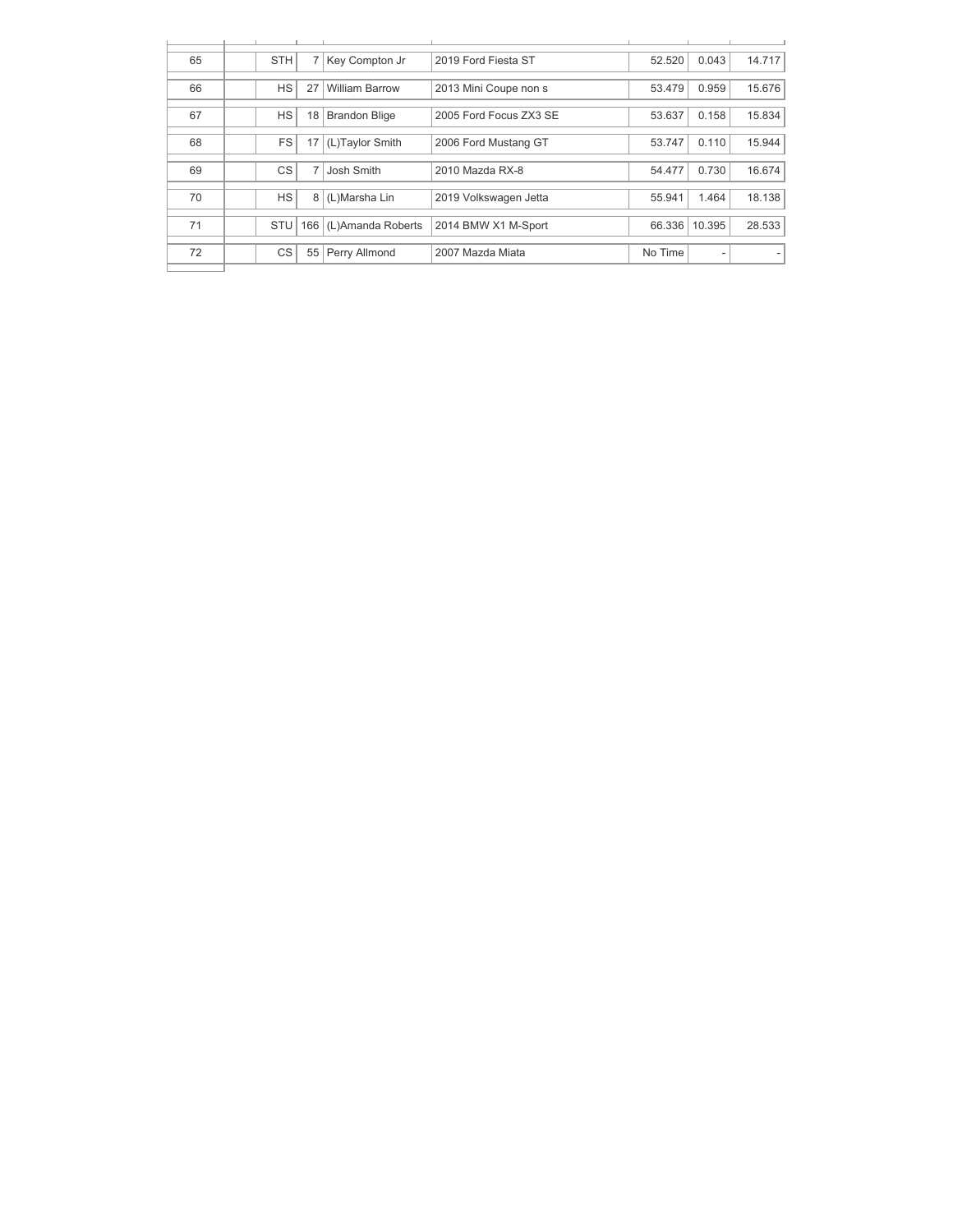| | | | | | | | | |
|---|---|---|---|---|---|---|---|---|
| 65 | | STH | 7 | Key Compton Jr | 2019 Ford Fiesta ST | 52.520 | 0.043 | 14.717 |
| 66 | | HS | 27 | William Barrow | 2013 Mini Coupe non s | 53.479 | 0.959 | 15.676 |
| 67 | | HS | 18 | Brandon Blige | 2005 Ford Focus ZX3 SE | 53.637 | 0.158 | 15.834 |
| 68 | | FS | 17 | (L)Taylor Smith | 2006 Ford Mustang GT | 53.747 | 0.110 | 15.944 |
| 69 | | CS | 7 | Josh Smith | 2010 Mazda RX-8 | 54.477 | 0.730 | 16.674 |
| 70 | | HS | 8 | (L)Marsha Lin | 2019 Volkswagen Jetta | 55.941 | 1.464 | 18.138 |
| 71 | | STU | 166 | (L)Amanda Roberts | 2014 BMW X1 M-Sport | 66.336 | 10.395 | 28.533 |
| 72 | | CS | 55 | Perry Allmond | 2007 Mazda Miata | No Time | - | - |